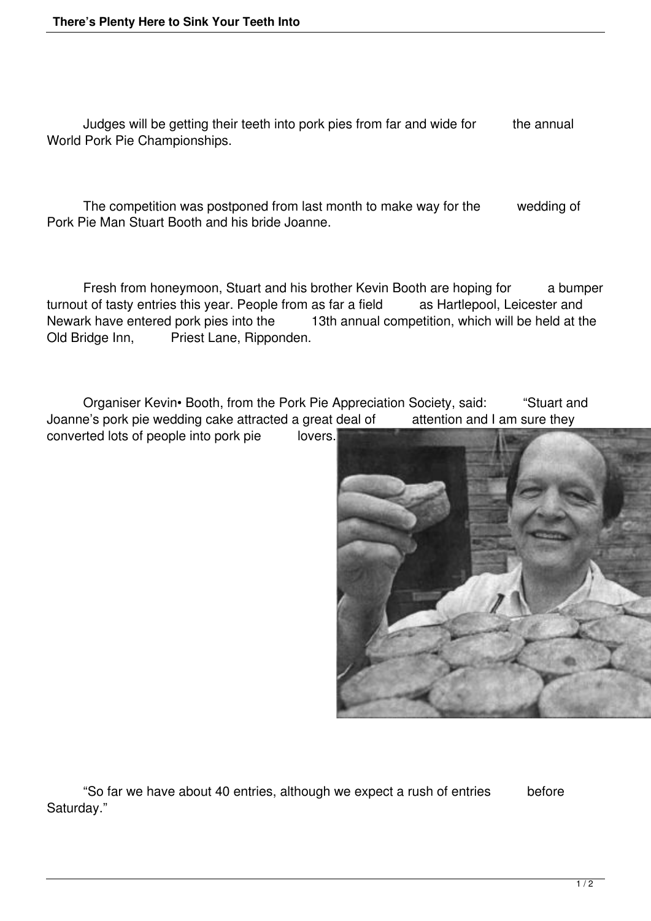Judges will be getting their teeth into pork pies from far and wide for the annual World Pork Pie Championships.

The competition was postponed from last month to make way for the wedding of Pork Pie Man Stuart Booth and his bride Joanne.

Fresh from honeymoon, Stuart and his brother Kevin Booth are hoping for a bumper turnout of tasty entries this year. People from as far a field as Hartlepool, Leicester and Newark have entered pork pies into the 13th annual competition, which will be held at the Old Bridge Inn, Priest Lane, Ripponden.

Organiser Kevin• Booth, from the Pork Pie Appreciation Society, said: "Stuart and Joanne's pork pie wedding cake attracted a great deal of attention and I am sure they converted lots of people into pork pie lovers.

"So far we have about 40 entries, although we expect a rush of entries before Saturday."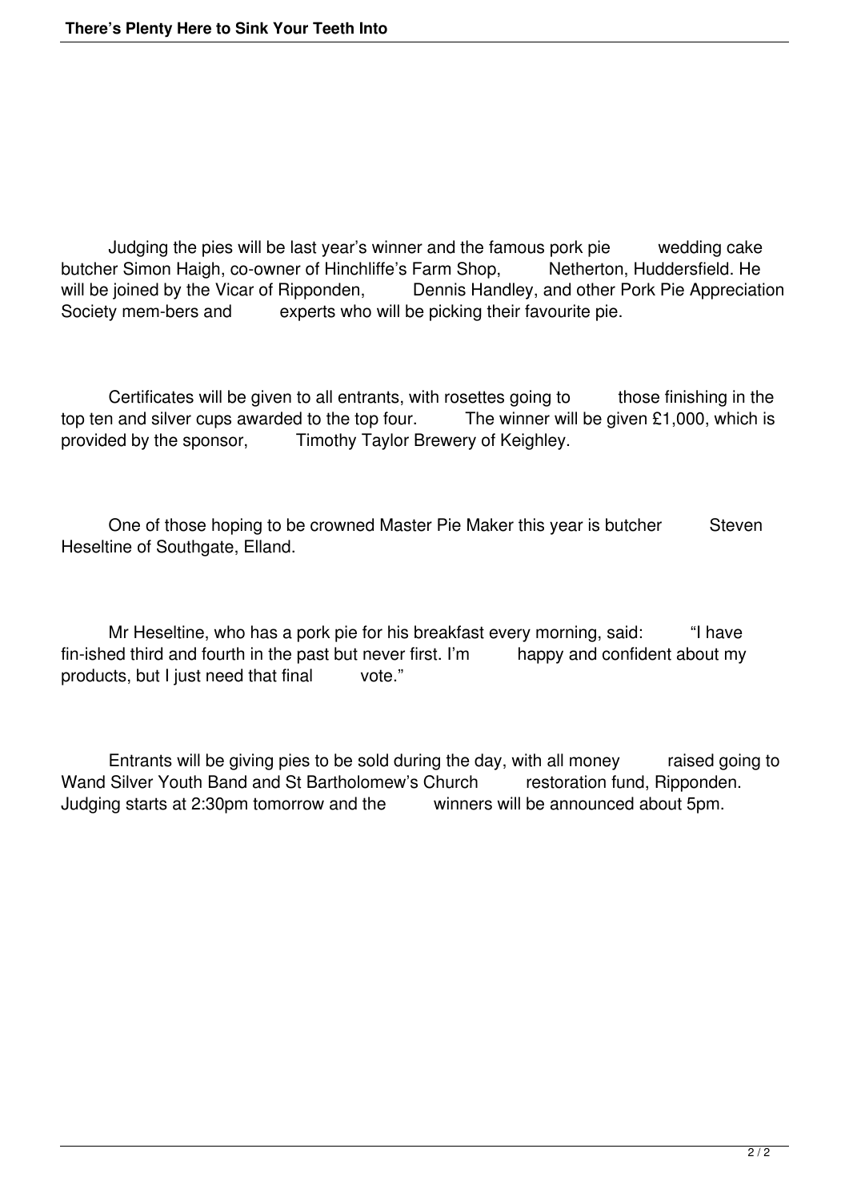Judging the pies will be last year's winner and the famous pork pie wedding cake butcher Simon Haigh, co-owner of Hinchliffe's Farm Shop, Netherton, Huddersfield. He will be joined by the Vicar of Ripponden, Dennis Handley, and other Pork Pie Appreciation Society mem-bers and experts who will be picking their favourite pie.

Certificates will be given to all entrants, with rosettes going to those finishing in the top ten and silver cups awarded to the top four. The winner will be given £1,000, which is provided by the sponsor, Timothy Taylor Brewery of Keighley.

One of those hoping to be crowned Master Pie Maker this year is butcher Steven Heseltine of Southgate, Elland.

Mr Heseltine, who has a pork pie for his breakfast every morning, said: "I have fin-ished third and fourth in the past but never first. I'm happy and confident about my products, but I just need that final vote."

Entrants will be giving pies to be sold during the day, with all money raised going to Wand Silver Youth Band and St Bartholomew's Church restoration fund, Ripponden. Judging starts at 2:30pm tomorrow and the winners will be announced about 5pm.